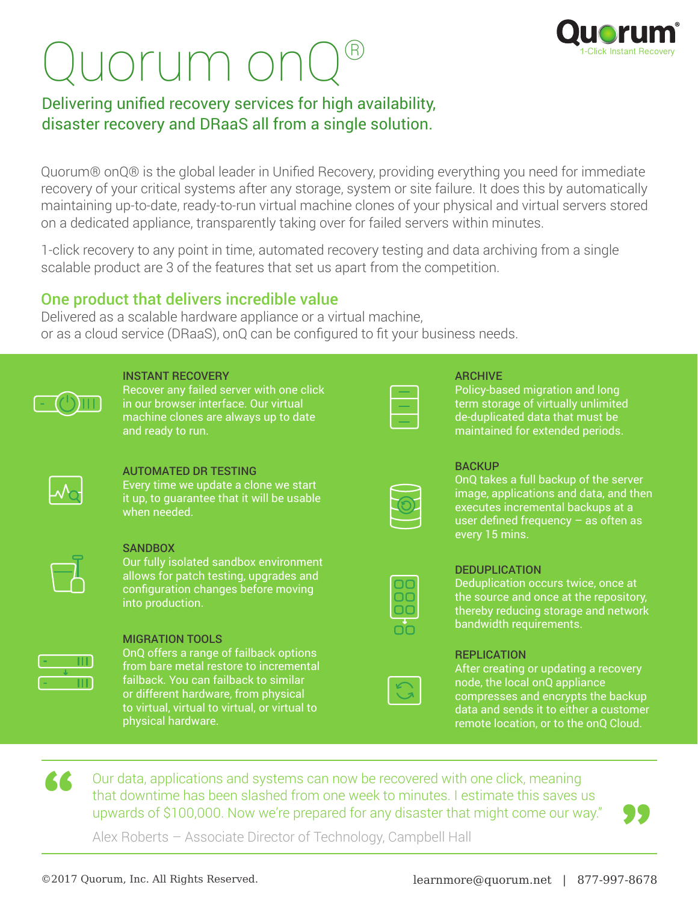# Quorum onQ®

Quorum
1-Click Instant Recovery

## Delivering unified recovery services for high availability, disaster recovery and DRaaS all from a single solution.

Quorum® onQ® is the global leader in Unified Recovery, providing everything you need for immediate recovery of your critical systems after any storage, system or site failure. It does this by automatically maintaining up-to-date, ready-to-run virtual machine clones of your physical and virtual servers stored on a dedicated appliance, transparently taking over for failed servers within minutes.

1-click recovery to any point in time, automated recovery testing and data archiving from a single scalable product are 3 of the features that set us apart from the competition.

### One product that delivers incredible value

Delivered as a scalable hardware appliance or a virtual machine, or as a cloud service (DRaaS), onQ can be configured to fit your business needs.

**INSTANT RECOVERY**
Recover any failed server with one click in our browser interface. Our virtual machine clones are always up to date and ready to run.

**AUTOMATED DR TESTING**
Every time we update a clone we start it up, to guarantee that it will be usable when needed.

**SANDBOX**
Our fully isolated sandbox environment allows for patch testing, upgrades and configuration changes before moving into production.

**MIGRATION TOOLS**
OnQ offers a range of failback options from bare metal restore to incremental failback. You can failback to similar or different hardware, from physical to virtual, virtual to virtual, or virtual to physical hardware.

**ARCHIVE**
Policy-based migration and long term storage of virtually unlimited de-duplicated data that must be maintained for extended periods.

**BACKUP**
OnQ takes a full backup of the server image, applications and data, and then executes incremental backups at a user defined frequency – as often as every 15 mins.

**DEDUPLICATION**
Deduplication occurs twice, once at the source and once at the repository, thereby reducing storage and network bandwidth requirements.

**REPLICATION**
After creating or updating a recovery node, the local onQ appliance compresses and encrypts the backup data and sends it to either a customer remote location, or to the onQ Cloud.

> "Our data, applications and systems can now be recovered with one click, meaning that downtime has been slashed from one week to minutes. I estimate this saves us upwards of $100,000. Now we're prepared for any disaster that might come our way."
>
> Alex Roberts – Associate Director of Technology, Campbell Hall

©2017 Quorum, Inc. All Rights Reserved.

learnmore@quorum.net | 877-997-8678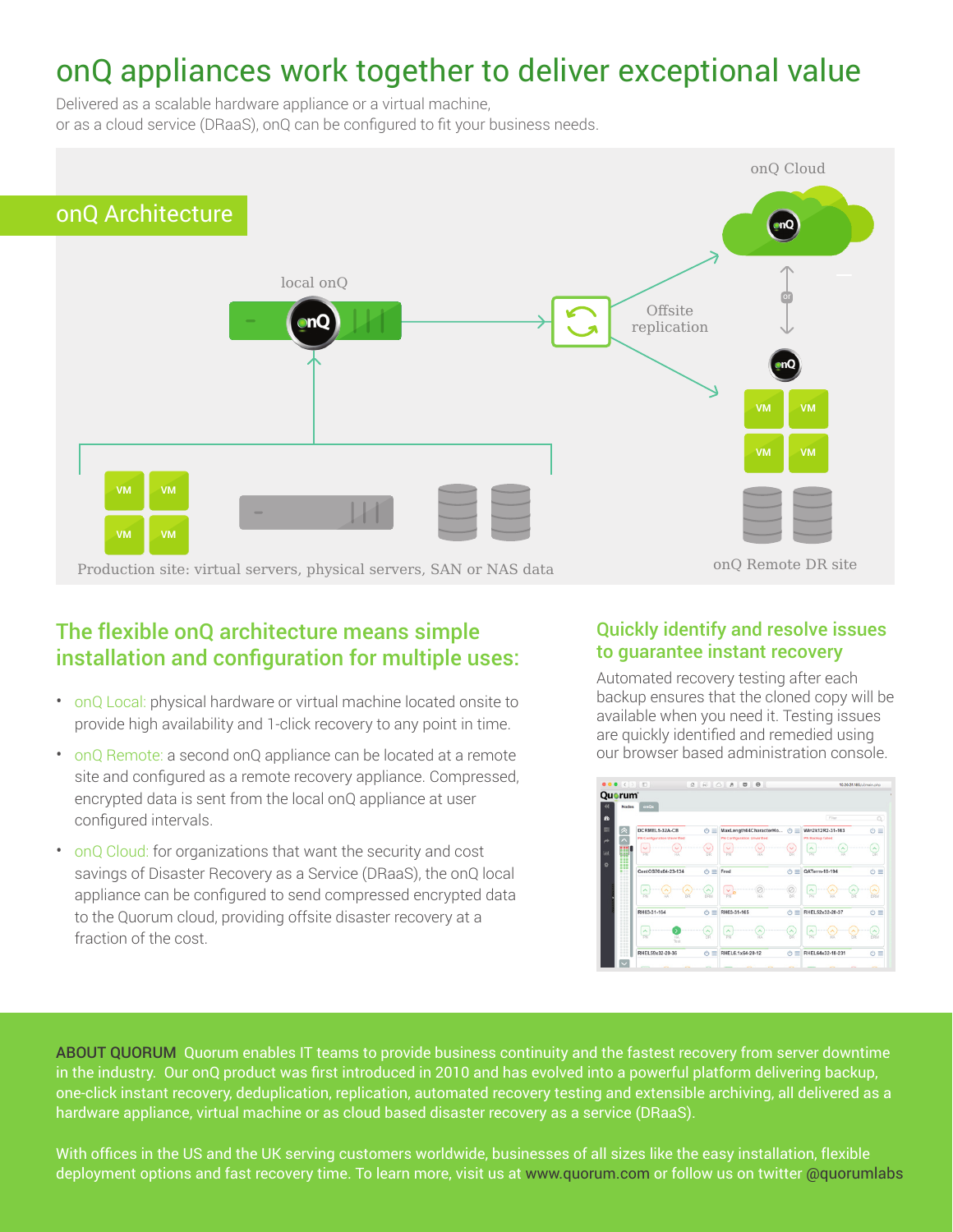# onQ appliances work together to deliver exceptional value

Delivered as a scalable hardware appliance or a virtual machine,
or as a cloud service (DRaaS), onQ can be configured to fit your business needs.

## onQ Architecture

local onQ

Offsite replication

onQ Cloud

or

VM VM VM VM

Production site: virtual servers, physical servers, SAN or NAS data

onQ Remote DR site

## The flexible onQ architecture means simple installation and configuration for multiple uses:

- onQ Local: physical hardware or virtual machine located onsite to provide high availability and 1-click recovery to any point in time.
- onQ Remote: a second onQ appliance can be located at a remote site and configured as a remote recovery appliance. Compressed, encrypted data is sent from the local onQ appliance at user configured intervals.
- onQ Cloud: for organizations that want the security and cost savings of Disaster Recovery as a Service (DRaaS), the onQ local appliance can be configured to send compressed encrypted data to the Quorum cloud, providing offsite disaster recovery at a fraction of the cost.

## Quickly identify and resolve issues to guarantee instant recovery

Automated recovery testing after each backup ensures that the cloned copy will be available when you need it. Testing issues are quickly identified and remedied using our browser based administration console.

**ABOUT QUORUM** Quorum enables IT teams to provide business continuity and the fastest recovery from server downtime in the industry. Our onQ product was first introduced in 2010 and has evolved into a powerful platform delivering backup, one-click instant recovery, deduplication, replication, automated recovery testing and extensible archiving, all delivered as a hardware appliance, virtual machine or as cloud based disaster recovery as a service (DRaaS).

With offices in the US and the UK serving customers worldwide, businesses of all sizes like the easy installation, flexible deployment options and fast recovery time. To learn more, visit us at www.quorum.com or follow us on twitter @quorumlabs